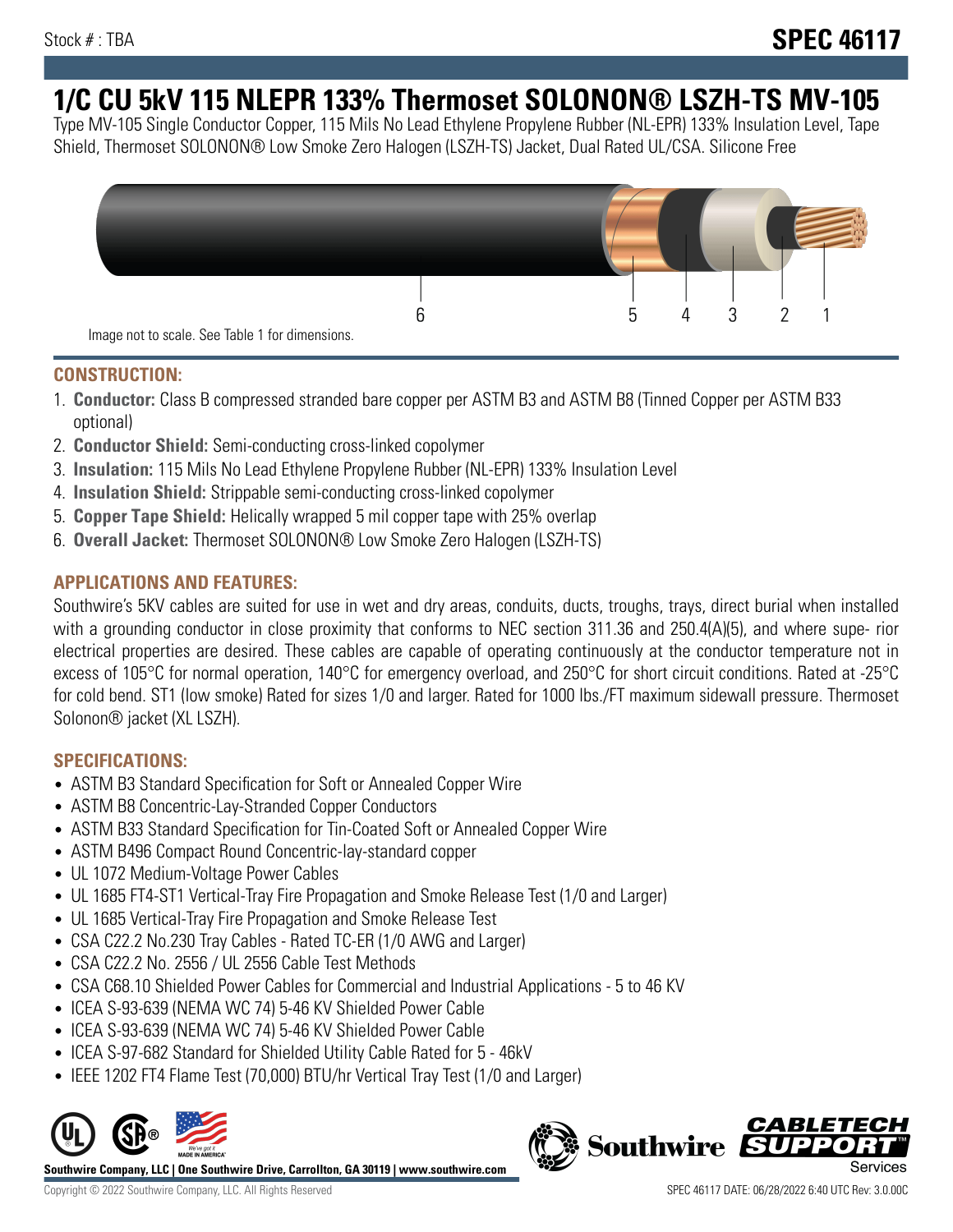Stock # : TBA

# SPEC 46117

# 1/C CU 5kV 115 NLEPR 133% Thermoset SOLONON® LSZH-TS MV-105

Type MV-105 Single Conductor Copper, 115 Mils No Lead Ethylene Propylene Rubber (NL-EPR) 133% Insulation Level, Tape Shield, Thermoset SOLONON® Low Smoke Zero Halogen (LSZH-TS) Jacket, Dual Rated UL/CSA. Silicone Free

6 5 4 3 2 1

Image not to scale. See Table 1 for dimensions.

## CONSTRUCTION:

1. **Conductor:** Class B compressed stranded bare copper per ASTM B3 and ASTM B8 (Tinned Copper per ASTM B33 optional)
2. **Conductor Shield:** Semi-conducting cross-linked copolymer
3. **Insulation:** 115 Mils No Lead Ethylene Propylene Rubber (NL-EPR) 133% Insulation Level
4. **Insulation Shield:** Strippable semi-conducting cross-linked copolymer
5. **Copper Tape Shield:** Helically wrapped 5 mil copper tape with 25% overlap
6. **Overall Jacket:** Thermoset SOLONON® Low Smoke Zero Halogen (LSZH-TS)

## APPLICATIONS AND FEATURES:

Southwire's 5KV cables are suited for use in wet and dry areas, conduits, ducts, troughs, trays, direct burial when installed with a grounding conductor in close proximity that conforms to NEC section 311.36 and 250.4(A)(5), and where supe- rior electrical properties are desired. These cables are capable of operating continuously at the conductor temperature not in excess of 105°C for normal operation, 140°C for emergency overload, and 250°C for short circuit conditions. Rated at -25°C for cold bend. ST1 (low smoke) Rated for sizes 1/0 and larger. Rated for 1000 lbs./FT maximum sidewall pressure. Thermoset Solonon® jacket (XL LSZH).

## SPECIFICATIONS:

- ASTM B3 Standard Specification for Soft or Annealed Copper Wire
- ASTM B8 Concentric-Lay-Stranded Copper Conductors
- ASTM B33 Standard Specification for Tin-Coated Soft or Annealed Copper Wire
- ASTM B496 Compact Round Concentric-lay-standard copper
- UL 1072 Medium-Voltage Power Cables
- UL 1685 FT4-ST1 Vertical-Tray Fire Propagation and Smoke Release Test (1/0 and Larger)
- UL 1685 Vertical-Tray Fire Propagation and Smoke Release Test
- CSA C22.2 No.230 Tray Cables - Rated TC-ER (1/0 AWG and Larger)
- CSA C22.2 No. 2556 / UL 2556 Cable Test Methods
- CSA C68.10 Shielded Power Cables for Commercial and Industrial Applications - 5 to 46 KV
- ICEA S-93-639 (NEMA WC 74) 5-46 KV Shielded Power Cable
- ICEA S-93-639 (NEMA WC 74) 5-46 KV Shielded Power Cable
- ICEA S-97-682 Standard for Shielded Utility Cable Rated for 5 - 46kV
- IEEE 1202 FT4 Flame Test (70,000) BTU/hr Vertical Tray Test (1/0 and Larger)

Southwire Company, LLC | One Southwire Drive, Carrollton, GA 30119 | www.southwire.com

Copyright © 2022 Southwire Company, LLC. All Rights Reserved

SPEC 46117 DATE: 06/28/2022 6:40 UTC Rev: 3.0.00C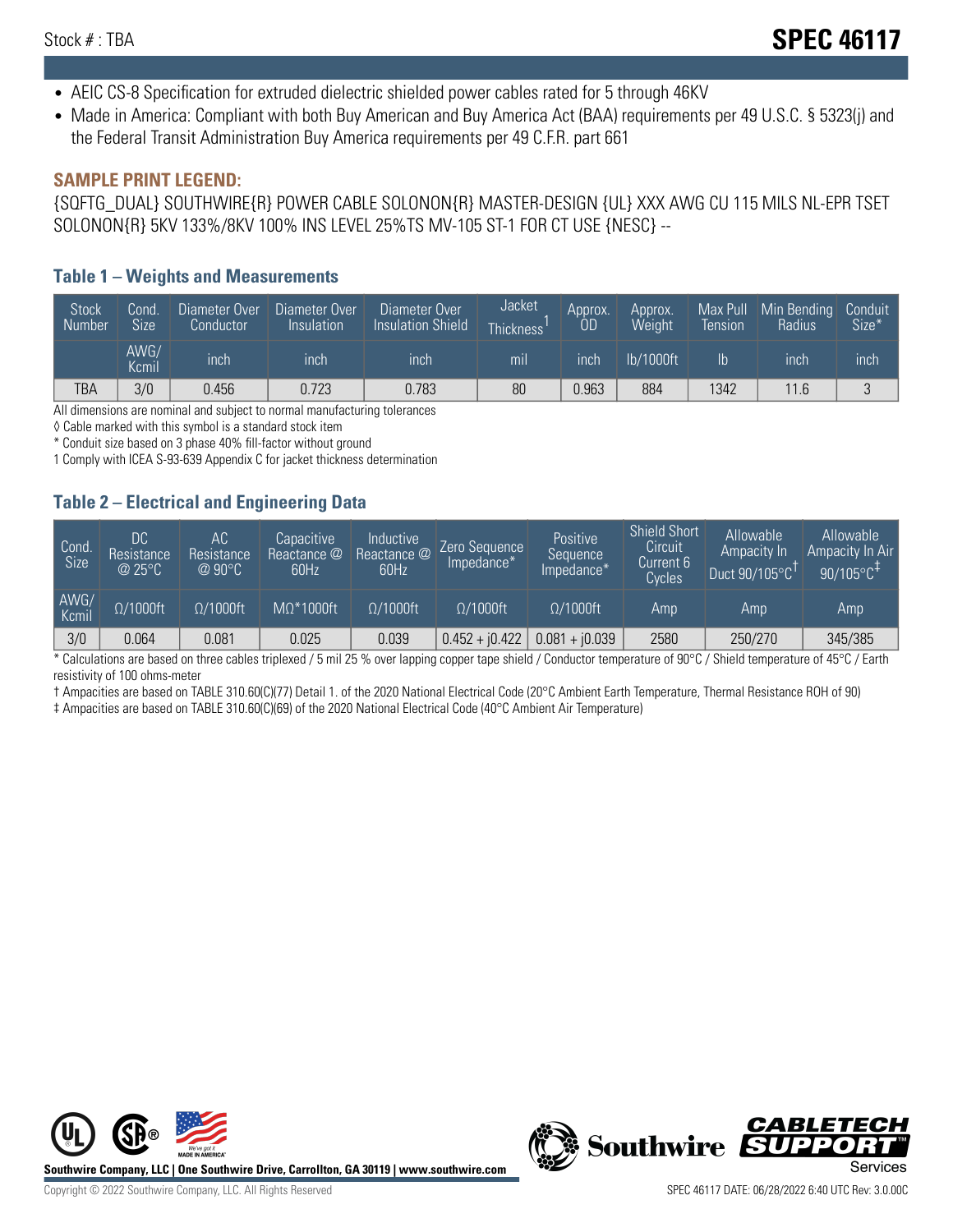Stock # : TBA

# SPEC 46117

- AEIC CS-8 Specification for extruded dielectric shielded power cables rated for 5 through 46KV
- Made in America: Compliant with both Buy American and Buy America Act (BAA) requirements per 49 U.S.C. § 5323(j) and the Federal Transit Administration Buy America requirements per 49 C.F.R. part 661

### SAMPLE PRINT LEGEND:

{SQFTG_DUAL} SOUTHWIRE{R} POWER CABLE SOLONON{R} MASTER-DESIGN {UL} XXX AWG CU 115 MILS NL-EPR TSET SOLONON{R} 5KV 133%/8KV 100% INS LEVEL 25%TS MV-105 ST-1 FOR CT USE {NESC} --

### Table 1 – Weights and Measurements

| Stock Number | Cond. Size | Diameter Over Conductor | Diameter Over Insulation | Diameter Over Insulation Shield | Jacket Thickness[1] | Approx. OD | Approx. Weight | Max Pull Tension | Min Bending Radius | Conduit Size* |
|---|---|---|---|---|---|---|---|---|---|---|
| | AWG/ Kcmil | inch | inch | inch | mil | inch | lb/1000ft | lb | inch | inch |
| TBA | 3/0 | 0.456 | 0.723 | 0.783 | 80 | 0.963 | 884 | 1342 | 11.6 | 3 |

All dimensions are nominal and subject to normal manufacturing tolerances

◊ Cable marked with this symbol is a standard stock item

* Conduit size based on 3 phase 40% fill-factor without ground

1 Comply with ICEA S-93-639 Appendix C for jacket thickness determination

### Table 2 – Electrical and Engineering Data

| Cond. Size | DC Resistance @ 25°C | AC Resistance @ 90°C | Capacitive Reactance @ 60Hz | Inductive Reactance @ 60Hz | Zero Sequence Impedance* | Positive Sequence Impedance* | Shield Short Circuit Current 6 Cycles | Allowable Ampacity In Duct 90/105°C† | Allowable Ampacity In Air 90/105°C‡ |
|---|---|---|---|---|---|---|---|---|---|
| AWG/ Kcmil | Ω/1000ft | Ω/1000ft | MΩ*1000ft | Ω/1000ft | Ω/1000ft | Ω/1000ft | Amp | Amp | Amp |
| 3/0 | 0.064 | 0.081 | 0.025 | 0.039 | 0.452 + j0.422 | 0.081 + j0.039 | 2580 | 250/270 | 345/385 |

* Calculations are based on three cables triplexed / 5 mil 25 % over lapping copper tape shield / Conductor temperature of 90°C / Shield temperature of 45°C / Earth resistivity of 100 ohms-meter

† Ampacities are based on TABLE 310.60(C)(77) Detail 1. of the 2020 National Electrical Code (20°C Ambient Earth Temperature, Thermal Resistance ROH of 90)

‡ Ampacities are based on TABLE 310.60(C)(69) of the 2020 National Electrical Code (40°C Ambient Air Temperature)

Southwire Company, LLC | One Southwire Drive, Carrollton, GA 30119 | www.southwire.com

Copyright © 2022 Southwire Company, LLC. All Rights Reserved

SPEC 46117 DATE: 06/28/2022 6:40 UTC Rev: 3.0.00C